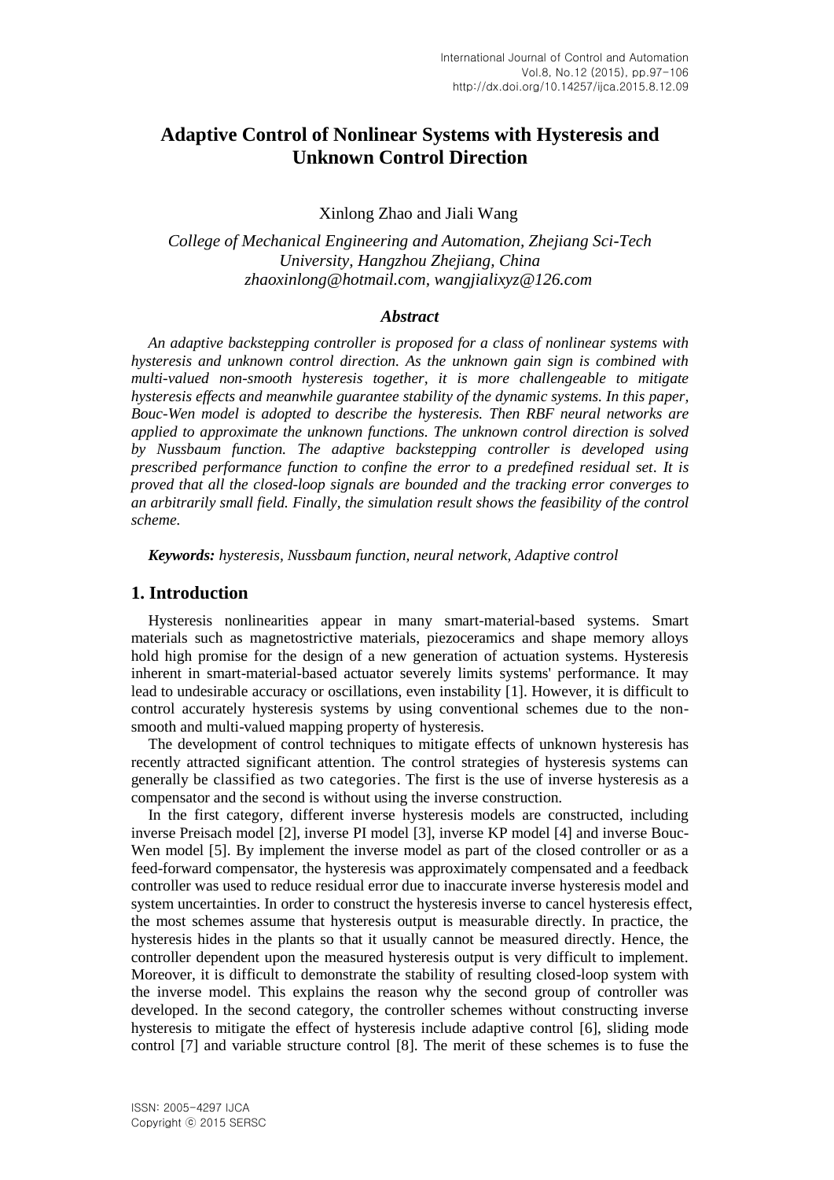# Adaptive Control of Nonlinear Systems with Hysteresis and Unknown Control Direction

Xinlong Zhao and Jiali Wang

*College of Mechanical Engineering and Automation, Zhejiang Sci-Tech University, Hangzhou Zhejiang, China*
*zhaoxinlong@hotmail.com, wangjialixyz@126.com*

### *Abstract*

*An adaptive backstepping controller is proposed for a class of nonlinear systems with hysteresis and unknown control direction. As the unknown gain sign is combined with multi-valued non-smooth hysteresis together, it is more challengeable to mitigate hysteresis effects and meanwhile guarantee stability of the dynamic systems. In this paper, Bouc-Wen model is adopted to describe the hysteresis. Then RBF neural networks are applied to approximate the unknown functions. The unknown control direction is solved by Nussbaum function. The adaptive backstepping controller is developed using prescribed performance function to confine the error to a predefined residual set. It is proved that all the closed-loop signals are bounded and the tracking error converges to an arbitrarily small field. Finally, the simulation result shows the feasibility of the control scheme.*

***Keywords:*** *hysteresis, Nussbaum function, neural network, Adaptive control*

## 1. Introduction

Hysteresis nonlinearities appear in many smart-material-based systems. Smart materials such as magnetostrictive materials, piezoceramics and shape memory alloys hold high promise for the design of a new generation of actuation systems. Hysteresis inherent in smart-material-based actuator severely limits systems' performance. It may lead to undesirable accuracy or oscillations, even instability [1]. However, it is difficult to control accurately hysteresis systems by using conventional schemes due to the non-smooth and multi-valued mapping property of hysteresis.

The development of control techniques to mitigate effects of unknown hysteresis has recently attracted significant attention. The control strategies of hysteresis systems can generally be classified as two categories. The first is the use of inverse hysteresis as a compensator and the second is without using the inverse construction.

In the first category, different inverse hysteresis models are constructed, including inverse Preisach model [2], inverse PI model [3], inverse KP model [4] and inverse Bouc-Wen model [5]. By implement the inverse model as part of the closed controller or as a feed-forward compensator, the hysteresis was approximately compensated and a feedback controller was used to reduce residual error due to inaccurate inverse hysteresis model and system uncertainties. In order to construct the hysteresis inverse to cancel hysteresis effect, the most schemes assume that hysteresis output is measurable directly. In practice, the hysteresis hides in the plants so that it usually cannot be measured directly. Hence, the controller dependent upon the measured hysteresis output is very difficult to implement. Moreover, it is difficult to demonstrate the stability of resulting closed-loop system with the inverse model. This explains the reason why the second group of controller was developed. In the second category, the controller schemes without constructing inverse hysteresis to mitigate the effect of hysteresis include adaptive control [6], sliding mode control [7] and variable structure control [8]. The merit of these schemes is to fuse the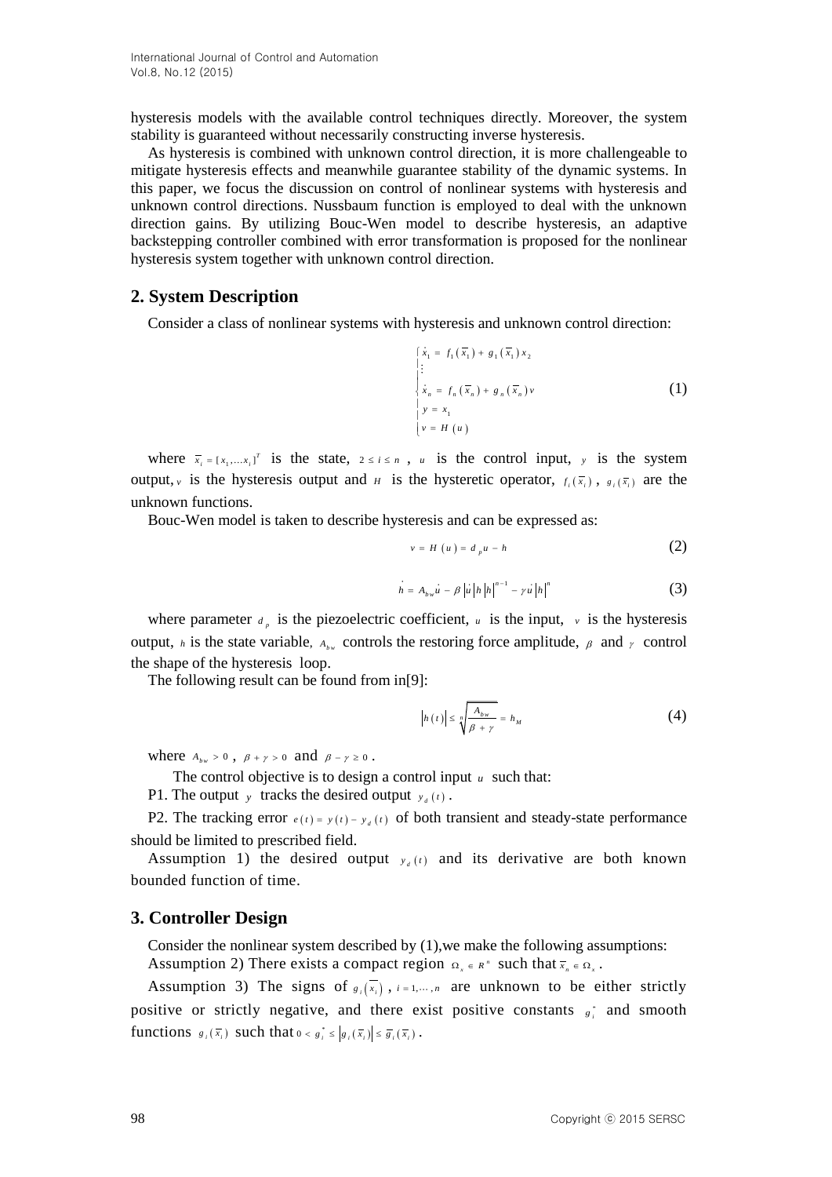hysteresis models with the available control techniques directly. Moreover, the system stability is guaranteed without necessarily constructing inverse hysteresis.

As hysteresis is combined with unknown control direction, it is more challengeable to mitigate hysteresis effects and meanwhile guarantee stability of the dynamic systems. In this paper, we focus the discussion on control of nonlinear systems with hysteresis and unknown control directions. Nussbaum function is employed to deal with the unknown direction gains. By utilizing Bouc-Wen model to describe hysteresis, an adaptive backstepping controller combined with error transformation is proposed for the nonlinear hysteresis system together with unknown control direction.

## 2. System Description

Consider a class of nonlinear systems with hysteresis and unknown control direction:

$$\begin{cases} \dot{x}_1 = f_1(\overline{x}_1) + g_1(\overline{x}_1)x_2 \\ \vdots \\ \dot{x}_n = f_n(\overline{x}_n) + g_n(\overline{x}_n)v \\ y = x_1 \\ v = H(u) \end{cases} \tag{1}$$

where $\overline{x}_i = [x_1, \dots x_i]^T$ is the state, $2 \le i \le n$ , $u$ is the control input, $y$ is the system output, $v$ is the hysteresis output and $H$ is the hysteretic operator, $f_i(\overline{x}_i)$ , $g_i(\overline{x}_i)$ are the unknown functions.

Bouc-Wen model is taken to describe hysteresis and can be expressed as:

$$v = H(u) = d_p u - h \tag{2}$$

$$\dot{h} = A_{bw}\dot{u} - \beta|\dot{u}|h|h|^{n-1} - \gamma\dot{u}|h|^n \tag{3}$$

where parameter $d_p$ is the piezoelectric coefficient, $u$ is the input, $v$ is the hysteresis output, $h$ is the state variable, $A_{bw}$ controls the restoring force amplitude, $\beta$ and $\gamma$ control the shape of the hysteresis loop.

The following result can be found from in[9]:

$$|h(t)| \le \sqrt[n]{\frac{A_{bw}}{\beta + \gamma}} = h_M \tag{4}$$

where $A_{bw} > 0$ , $\beta + \gamma > 0$ and $\beta - \gamma \ge 0$ .

The control objective is to design a control input $u$ such that:

P1. The output $y$ tracks the desired output $y_d(t)$ .

P2. The tracking error $e(t) = y(t) - y_d(t)$ of both transient and steady-state performance should be limited to prescribed field.

Assumption 1) the desired output $y_d(t)$ and its derivative are both known bounded function of time.

## 3. Controller Design

Consider the nonlinear system described by (1),we make the following assumptions:

Assumption 2) There exists a compact region $\Omega_x \in R^n$ such that $\overline{x}_n \in \Omega_x$ .

Assumption 3) The signs of $g_i(\overline{x}_i)$ , $i = 1, \cdots, n$ are unknown to be either strictly positive or strictly negative, and there exist positive constants $g_i^*$ and smooth functions $g_i(\overline{x}_i)$ such that $0 < g_i^* \le |g_i(\overline{x}_i)| \le \overline{g}_i(\overline{x}_i)$ .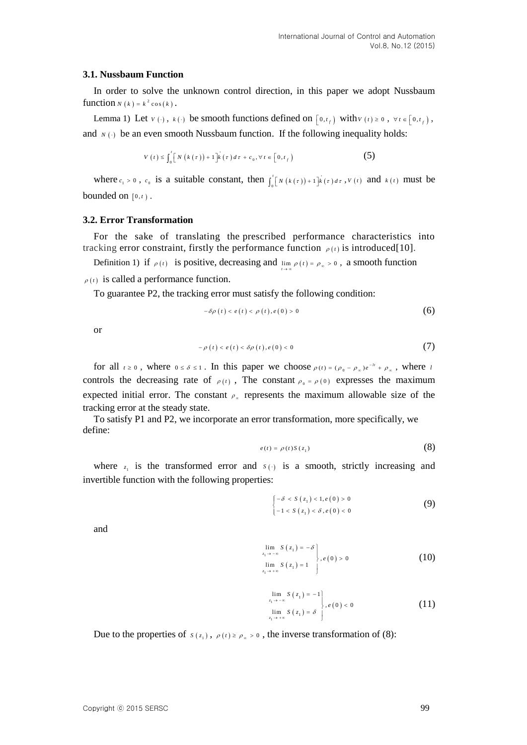### 3.1. Nussbaum Function

In order to solve the unknown control direction, in this paper we adopt Nussbaum function $N(k) = k^2 \cos(k)$.

Lemma 1) Let $V(\cdot)$, $k(\cdot)$ be smooth functions defined on $\left[0, t_f\right)$ with $V(t) \geq 0$, $\forall t \in \left[0, t_f\right)$, and $N(\cdot)$ be an even smooth Nussbaum function. If the following inequality holds:

$$V(t) \leq \int_0^t \left[N(k(\tau)) + 1\right] \dot{k}(\tau) d\tau + c_0, \forall t \in \left[0, t_f\right) \tag{5}$$

where $c_1 > 0$, $c_0$ is a suitable constant, then $\int_0^t \left[N(k(\tau)) + 1\right] \dot{k}(\tau) d\tau$, $V(t)$ and $k(t)$ must be bounded on $[0, t)$.

### 3.2. Error Transformation

For the sake of translating the prescribed performance characteristics into tracking error constraint, firstly the performance function $\rho(t)$ is introduced[10].

Definition 1) if $\rho(t)$ is positive, decreasing and $\lim_{t \to \infty} \rho(t) = \rho_\infty > 0$, a smooth function $\rho(t)$ is called a performance function.

To guarantee P2, the tracking error must satisfy the following condition:

$$-\delta \rho(t) < e(t) < \rho(t), e(0) > 0 \tag{6}$$

or

$$-\rho(t) < e(t) < \delta \rho(t), e(0) < 0 \tag{7}$$

for all $t \geq 0$, where $0 \leq \delta \leq 1$. In this paper we choose $\rho(t) = (\rho_0 - \rho_\infty)e^{-lt} + \rho_\infty$, where $l$ controls the decreasing rate of $\rho(t)$, The constant $\rho_0 = \rho(0)$ expresses the maximum expected initial error. The constant $\rho_\infty$ represents the maximum allowable size of the tracking error at the steady state.

To satisfy P1 and P2, we incorporate an error transformation, more specifically, we define:

$$e(t) = \rho(t) S(z_1) \tag{8}$$

where $z_1$ is the transformed error and $S(\cdot)$ is a smooth, strictly increasing and invertible function with the following properties:

$$\begin{cases} -\delta < S(z_1) < 1, e(0) > 0 \\ -1 < S(z_1) < \delta, e(0) < 0 \end{cases} \tag{9}$$

and

$$\left.\begin{array}{l} \lim_{z_1 \to -\infty} S(z_1) = -\delta \\ \lim_{z_1 \to +\infty} S(z_1) = 1 \end{array}\right\}, e(0) > 0 \tag{10}$$

$$\left.\begin{array}{l} \lim_{z_1 \to -\infty} S(z_1) = -1 \\ \lim_{z_1 \to +\infty} S(z_1) = \delta \end{array}\right\}, e(0) < 0 \tag{11}$$

Due to the properties of $S(z_1)$, $\rho(t) \geq \rho_\infty > 0$, the inverse transformation of (8):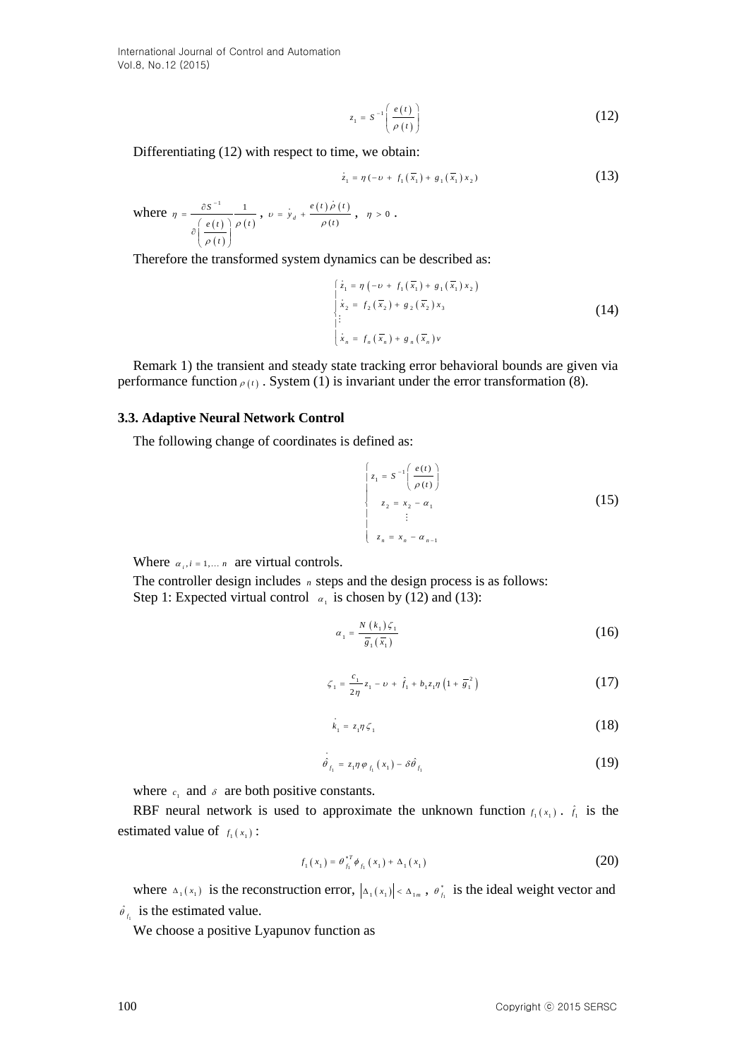$$z_1 = S^{-1}\left(\frac{e(t)}{\rho(t)}\right) \tag{12}$$

Differentiating (12) with respect to time, we obtain:

$$\dot{z}_1 = \eta\left(-\upsilon + f_1(\overline{x}_1) + g_1(\overline{x}_1)x_2\right) \tag{13}$$

where $\eta = \dfrac{\partial S^{-1}}{\partial\left(\dfrac{e(t)}{\rho(t)}\right)}\dfrac{1}{\rho(t)}$, $\upsilon = \dot{y}_d + \dfrac{e(t)\dot{\rho}(t)}{\rho(t)}$, $\eta > 0$.

Therefore the transformed system dynamics can be described as:

$$\begin{cases} \dot{z}_1 = \eta\left(-\upsilon + f_1(\overline{x}_1) + g_1(\overline{x}_1)x_2\right) \\ \dot{x}_2 = f_2(\overline{x}_2) + g_2(\overline{x}_2)x_3 \\ \vdots \\ \dot{x}_n = f_n(\overline{x}_n) + g_n(\overline{x}_n)v \end{cases} \tag{14}$$

Remark 1) the transient and steady state tracking error behavioral bounds are given via performance function $\rho(t)$. System (1) is invariant under the error transformation (8).

### 3.3. Adaptive Neural Network Control

The following change of coordinates is defined as:

$$\begin{cases} z_1 = S^{-1}\left(\dfrac{e(t)}{\rho(t)}\right) \\ z_2 = x_2 - \alpha_1 \\ \vdots \\ z_n = x_n - \alpha_{n-1} \end{cases} \tag{15}$$

Where $\alpha_i, i = 1,\ldots n$ are virtual controls.

The controller design includes $n$ steps and the design process is as follows:

Step 1: Expected virtual control $\alpha_1$ is chosen by (12) and (13):

$$\alpha_1 = \frac{N(k_1)\zeta_1}{\overline{g}_1(\overline{x}_1)} \tag{16}$$

$$\zeta_1 = \frac{c_1}{2\eta}z_1 - \upsilon + \hat{f}_1 + b_1 z_1 \eta\left(1 + \overline{g}_1^2\right) \tag{17}$$

$$\dot{k}_1 = z_1\eta\zeta_1 \tag{18}$$

$$\dot{\hat{\theta}}_{f_1} = z_1\eta\varphi_{f_1}(x_1) - \delta\hat{\theta}_{f_1} \tag{19}$$

where $c_1$ and $\delta$ are both positive constants.

RBF neural network is used to approximate the unknown function $f_1(x_1)$. $\hat{f}_1$ is the estimated value of $f_1(x_1)$:

$$f_1(x_1) = \theta_{f_1}^{*T}\phi_{f_1}(x_1) + \Delta_1(x_1) \tag{20}$$

where $\Delta_1(x_1)$ is the reconstruction error, $\left|\Delta_1(x_1)\right| < \Delta_{1m}$, $\theta_{f_1}^*$ is the ideal weight vector and $\hat{\theta}_{f_1}$ is the estimated value.

We choose a positive Lyapunov function as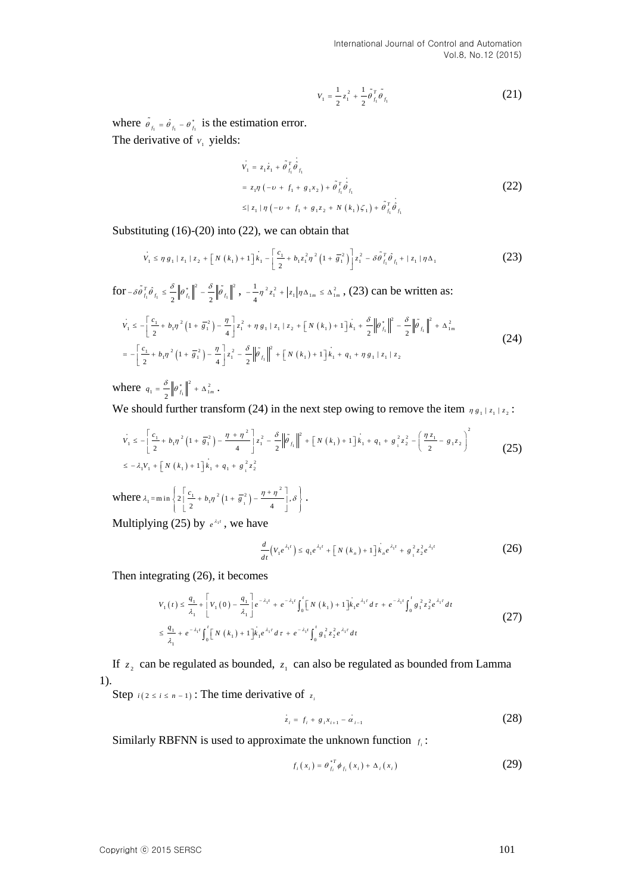$$V_1 = \frac{1}{2}z_1^2 + \frac{1}{2}\tilde{\theta}_{f_1}^T \tilde{\theta}_{f_1} \tag{21}$$

where $\tilde{\theta}_{f_1} = \hat{\theta}_{f_1} - \theta_{f_1}^*$ is the estimation error.

The derivative of $v_1$ yields:

$$\begin{aligned} \dot{V}_1 &= z_1 \dot{z}_1 + \tilde{\theta}_{f_1}^T \dot{\hat{\theta}}_{f_1} \\ &= z_1 \eta \left( -\upsilon + f_1 + g_1 x_2 \right) + \tilde{\theta}_{f_1}^T \dot{\hat{\theta}}_{f_1} \\ &\leq | z_1 | \eta \left( -\upsilon + f_1 + g_1 z_2 + N(k_1)\zeta_1 \right) + \tilde{\theta}_{f_1}^T \dot{\hat{\theta}}_{f_1} \end{aligned} \tag{22}$$

Substituting (16)-(20) into (22), we can obtain that

$$\dot{V}_1 \leq \eta g_1 | z_1 | z_2 + \left[ N(k_1) + 1 \right] \dot{k}_1 - \left[ \frac{c_1}{2} + b_1 z_1^2 \eta^2 \left( 1 + \bar{g}_1^2 \right) \right] z_1^2 - \delta \tilde{\theta}_{f_1}^T \hat{\theta}_{f_1} + | z_1 | \eta \Delta_1 \tag{23}$$

for $-\delta \tilde{\theta}_{f_1}^T \hat{\theta}_{f_1} \leq \frac{\delta}{2}\left\| \theta_{f_1}^* \right\|^2 - \frac{\delta}{2}\left\| \tilde{\theta}_{f_1} \right\|^2$, $-\frac{1}{4}\eta^2 z_1^2 + |z_1| \eta \Delta_{1m} \leq \Delta_{1m}^2$, (23) can be written as:

$$\begin{aligned} \dot{V}_1 &\leq -\left[ \frac{c_1}{2} + b_1 \eta^2 \left( 1 + \bar{g}_1^2 \right) - \frac{\eta}{4} \right] z_1^2 + \eta g_1 | z_1 | z_2 + \left[ N(k_1) + 1 \right] \dot{k}_1 + \frac{\delta}{2}\left\| \theta_{f_1}^* \right\|^2 - \frac{\delta}{2}\left\| \tilde{\theta}_{f_1} \right\|^2 + \Delta_{1m}^2 \\ &= -\left[ \frac{c_1}{2} + b_1 \eta^2 \left( 1 + \bar{g}_1^2 \right) - \frac{\eta}{4} \right] z_1^2 - \frac{\delta}{2}\left\| \tilde{\theta}_{f_1} \right\|^2 + \left[ N(k_1) + 1 \right] \dot{k}_1 + q_1 + \eta g_1 | z_1 | z_2 \end{aligned} \tag{24}$$

where $q_1 = \frac{\delta}{2}\left\| \theta_{f_1}^* \right\|^2 + \Delta_{1m}^2$.

We should further transform (24) in the next step owing to remove the item $\eta g_1 | z_1 | z_2$:

$$\begin{aligned} \dot{V}_1 &\leq -\left[ \frac{c_1}{2} + b_1 \eta^2 \left( 1 + \bar{g}_1^2 \right) - \frac{\eta + \eta^2}{4} \right] z_1^2 - \frac{\delta}{2}\left\| \tilde{\theta}_{f_1} \right\|^2 + \left[ N(k_1) + 1 \right] \dot{k}_1 + q_1 + g_1^2 z_2^2 - \left( \frac{\eta z_1}{2} - g_1 z_2 \right)^2 \\ &\leq -\lambda_1 V_1 + \left[ N(k_1) + 1 \right] \dot{k}_1 + q_1 + g_1^2 z_2^2 \end{aligned} \tag{25}$$

where $\lambda_1 = \min\left\{ 2\left[ \frac{c_1}{2} + b_1 \eta^2 \left( 1 + \bar{g}_i^2 \right) - \frac{\eta + \eta^2}{4} \right], \delta \right\}$.

Multiplying (25) by $e^{\lambda_1 t}$, we have

$$\frac{d}{dt}\left( V_1 e^{\lambda_1 t} \right) \leq q_1 e^{\lambda_1 t} + \left[ N(k_n) + 1 \right] \dot{k}_n e^{\lambda_1 t} + g_1^2 z_2^2 e^{\lambda_1 t} \tag{26}$$

Then integrating (26), it becomes

$$\begin{aligned} V_1(t) &\leq \frac{q_1}{\lambda_1} + \left[ V_1(0) - \frac{q_1}{\lambda_1} \right] e^{-\lambda_1 t} + e^{-\lambda_1 t}\int_0^t \left[ N(k_1) + 1 \right] \dot{k}_1 e^{\lambda_1 \tau} d\tau + e^{-\lambda_1 t}\int_0^t g_1^2 z_2^2 e^{\lambda_1 \tau} dt \\ &\leq \frac{q_1}{\lambda_1} + e^{-\lambda_1 t}\int_0^t \left[ N(k_1) + 1 \right] \dot{k}_1 e^{\lambda_1 \tau} d\tau + e^{-\lambda_1 t}\int_0^t g_1^2 z_2^2 e^{\lambda_1 \tau} dt \end{aligned} \tag{27}$$

If $z_2$ can be regulated as bounded, $z_1$ can also be regulated as bounded from Lamma 1).

Step $i (2 \leq i \leq n-1)$ : The time derivative of $z_i$

$$\dot{z}_i = f_i + g_i x_{i+1} - \dot{\alpha}_{i-1} \tag{28}$$

Similarly RBFNN is used to approximate the unknown function $f_i$ :

$$f_i(x_i) = \theta_{f_i}^{*T} \phi_{f_i}(x_i) + \Delta_i(x_i) \tag{29}$$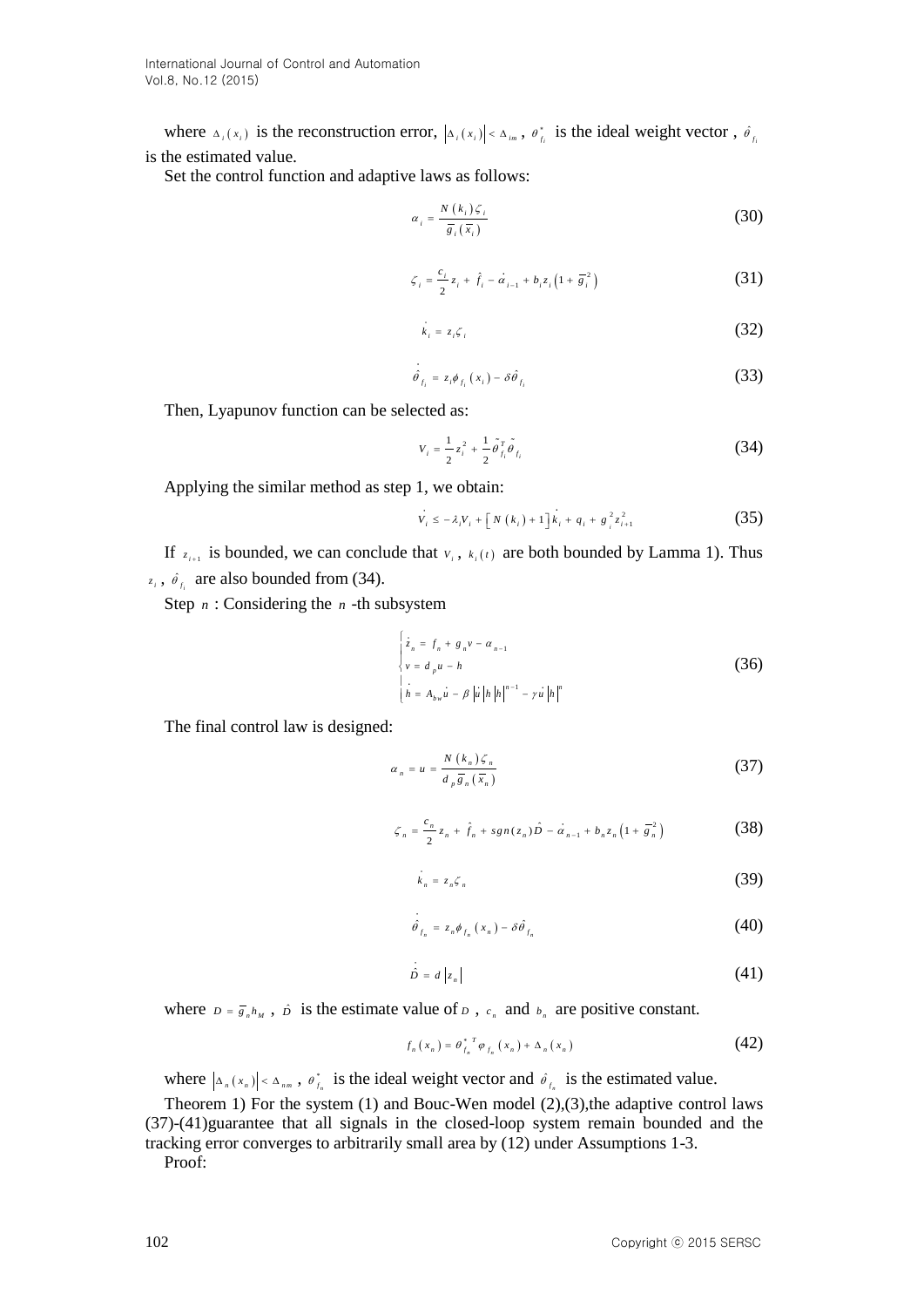where $\Delta_i(x_i)$ is the reconstruction error, $|\Delta_i(x_i)| < \Delta_{im}$, $\theta^*_{f_i}$ is the ideal weight vector, $\hat{\theta}_{f_i}$ is the estimated value.

Set the control function and adaptive laws as follows:

$$\alpha_i = \frac{N(k_i)\zeta_i}{\bar{g}_i(\bar{x}_i)} \tag{30}$$

$$\zeta_i = \frac{c_i}{2} z_i + \hat{f}_i - \dot{\alpha}_{i-1} + b_i z_i \left(1 + \bar{g}_i^2\right) \tag{31}$$

$$\dot{k}_i = z_i \zeta_i \tag{32}$$

$$\dot{\hat{\theta}}_{f_i} = z_i \phi_{f_i}(x_i) - \delta \hat{\theta}_{f_i} \tag{33}$$

Then, Lyapunov function can be selected as:

$$V_i = \frac{1}{2} z_i^2 + \frac{1}{2} \tilde{\theta}_{f_i}^T \tilde{\theta}_{f_i} \tag{34}$$

Applying the similar method as step 1, we obtain:

$$\dot{V}_i \leq -\lambda_i V_i + \left[N(k_i) + 1\right] \dot{k}_i + q_i + g_i^2 z_{i+1}^2 \tag{35}$$

If $z_{i+1}$ is bounded, we can conclude that $V_i$, $k_i(t)$ are both bounded by Lamma 1). Thus $z_i$, $\hat{\theta}_{f_i}$ are also bounded from (34).

Step $n$ : Considering the $n$ -th subsystem

$$\begin{cases} \dot{z}_n = f_n + g_n v - \alpha_{n-1} \\ v = d_p u - h \\ \dot{h} = A_{bw} \dot{u} - \beta |\dot{u}| h |h|^{n-1} - \gamma \dot{u} |h|^n \end{cases} \tag{36}$$

The final control law is designed:

$$\alpha_n = u = \frac{N(k_n)\zeta_n}{d_p \bar{g}_n(\bar{x}_n)} \tag{37}$$

$$\zeta_n = \frac{c_n}{2} z_n + \hat{f}_n + sgn(z_n)\hat{D} - \dot{\alpha}_{n-1} + b_n z_n \left(1 + \bar{g}_n^2\right) \tag{38}$$

$$\dot{k}_n = z_n \zeta_n \tag{39}$$

$$\dot{\hat{\theta}}_{f_n} = z_n \phi_{f_n}(x_n) - \delta \hat{\theta}_{f_n} \tag{40}$$

$$\dot{\hat{D}} = d |z_n| \tag{41}$$

where $D = \bar{g}_n h_M$, $\hat{D}$ is the estimate value of $D$, $c_n$ and $b_n$ are positive constant.

$$f_n(x_n) = \theta_{f_n}^{*\,T} \varphi_{f_n}(x_n) + \Delta_n(x_n) \tag{42}$$

where $|\Delta_n(x_n)| < \Delta_{nm}$, $\theta^*_{f_n}$ is the ideal weight vector and $\hat{\theta}_{f_n}$ is the estimated value.

Theorem 1) For the system (1) and Bouc-Wen model (2),(3),the adaptive control laws (37)-(41)guarantee that all signals in the closed-loop system remain bounded and the tracking error converges to arbitrarily small area by (12) under Assumptions 1-3.

Proof: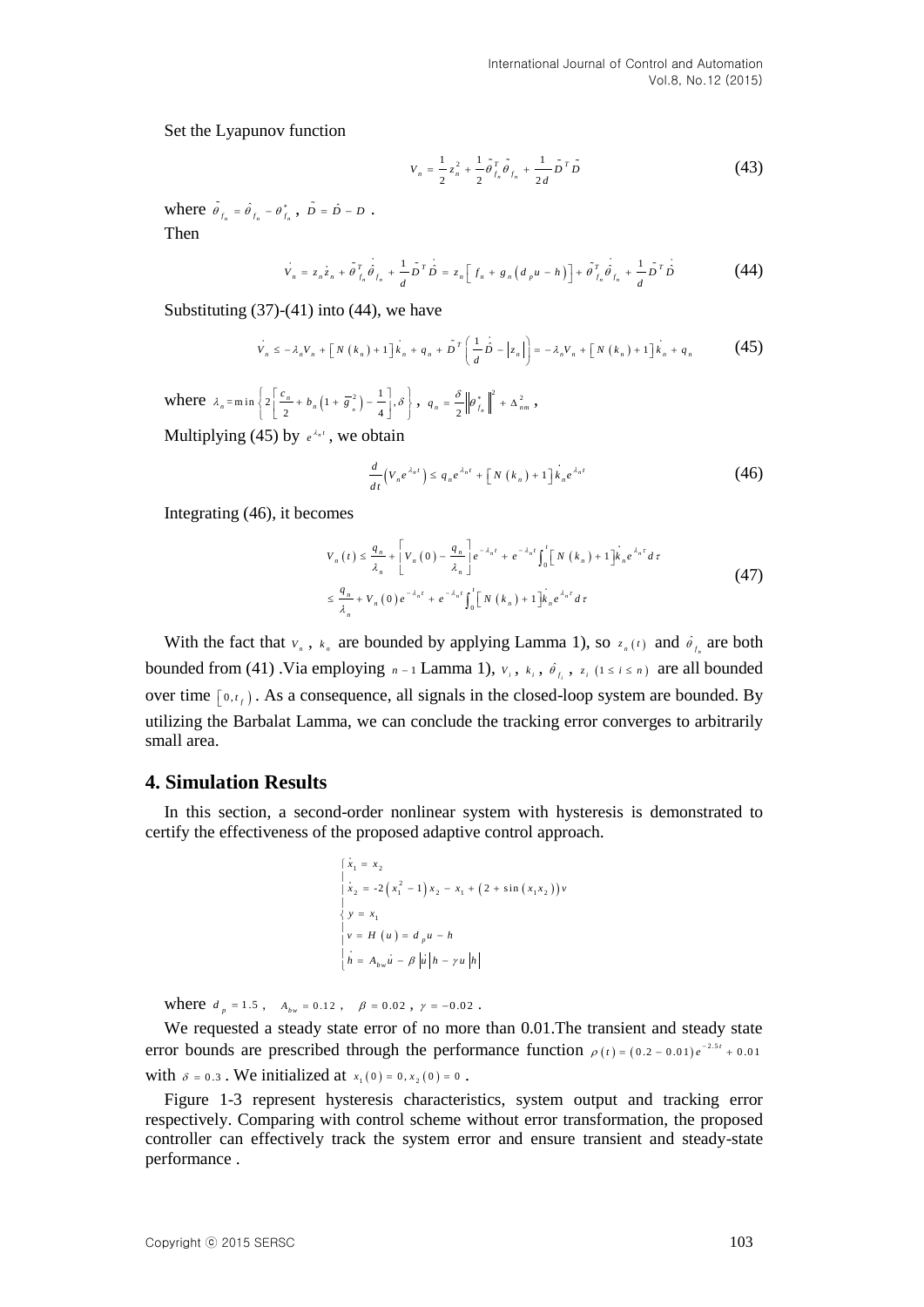Set the Lyapunov function

$$V_n = \frac{1}{2} z_n^2 + \frac{1}{2} \tilde{\theta}_{f_n}^T \tilde{\theta}_{f_n} + \frac{1}{2d} \tilde{D}^T \tilde{D} \tag{43}$$

where $\tilde{\theta}_{f_n} = \hat{\theta}_{f_n} - \theta_{f_n}^*$, $\tilde{D} = \hat{D} - D$.

Then

$$\dot{V}_n = z_n \dot{z}_n + \tilde{\theta}_{f_n}^T \dot{\hat{\theta}}_{f_n} + \frac{1}{d} \tilde{D}^T \dot{\hat{D}} = z_n \left[ f_n + g_n \left( d_p u - h \right) \right] + \tilde{\theta}_{f_n}^T \dot{\hat{\theta}}_{f_n} + \frac{1}{d} \tilde{D}^T \dot{\hat{D}} \tag{44}$$

Substituting (37)-(41) into (44), we have

$$\dot{V}_n \le -\lambda_n V_n + \left[ N\left(k_n\right) + 1 \right] \dot{k}_n + q_n + \tilde{D}^T \left( \frac{1}{d} \dot{\hat{D}} - \left| z_n \right| \right) = -\lambda_n V_n + \left[ N\left(k_n\right) + 1 \right] \dot{k}_n + q_n \tag{45}$$

where $\lambda_n = \min\left\{ 2\left[ \frac{c_n}{2} + b_n \left(1 + \bar{g}_n^2\right) - \frac{1}{4} \right], \delta \right\}$, $q_n = \frac{\delta}{2} \left\| \theta_{f_n}^* \right\|^2 + \Delta_{nm}^2$,

Multiplying (45) by $e^{\lambda_n t}$, we obtain

$$\frac{d}{dt}\left( V_n e^{\lambda_n t} \right) \le q_n e^{\lambda_n t} + \left[ N\left(k_n\right) + 1 \right] \dot{k}_n e^{\lambda_n t} \tag{46}$$

Integrating (46), it becomes

$$\begin{aligned} V_n(t) &\le \frac{q_n}{\lambda_n} + \left[ V_n(0) - \frac{q_n}{\lambda_n} \right] e^{-\lambda_n t} + e^{-\lambda_n t} \int_0^t \left[ N\left(k_n\right) + 1 \right] \dot{k}_n e^{\lambda_n \tau} d\tau \\ &\le \frac{q_n}{\lambda_n} + V_n(0) e^{-\lambda_n t} + e^{-\lambda_n t} \int_0^t \left[ N\left(k_n\right) + 1 \right] \dot{k}_n e^{\lambda_n \tau} d\tau \end{aligned} \tag{47}$$

With the fact that $V_n$, $k_n$ are bounded by applying Lamma 1), so $z_n(t)$ and $\hat{\theta}_{f_n}$ are both bounded from (41) .Via employing $n-1$ Lamma 1), $V_i$, $k_i$, $\hat{\theta}_{f_i}$, $z_i$ $(1 \le i \le n)$ are all bounded over time $[0, t_f)$. As a consequence, all signals in the closed-loop system are bounded. By utilizing the Barbalat Lamma, we can conclude the tracking error converges to arbitrarily small area.

## 4. Simulation Results

In this section, a second-order nonlinear system with hysteresis is demonstrated to certify the effectiveness of the proposed adaptive control approach.

$$\begin{cases} \dot{x}_1 = x_2 \\ \dot{x}_2 = -2\left(x_1^2 - 1\right) x_2 - x_1 + \left(2 + \sin\left(x_1 x_2\right)\right) v \\ y = x_1 \\ v = H(u) = d_p u - h \\ \dot{h} = A_{bw} \dot{u} - \beta \left| \dot{u} \right| h - \gamma u \left| h \right| \end{cases}$$

where $d_p = 1.5$, $A_{bw} = 0.12$, $\beta = 0.02$, $\gamma = -0.02$.

We requested a steady state error of no more than 0.01.The transient and steady state error bounds are prescribed through the performance function $\rho(t) = (0.2 - 0.01) e^{-2.5t} + 0.01$ with $\delta = 0.3$. We initialized at $x_1(0) = 0, x_2(0) = 0$.

Figure 1-3 represent hysteresis characteristics, system output and tracking error respectively. Comparing with control scheme without error transformation, the proposed controller can effectively track the system error and ensure transient and steady-state performance .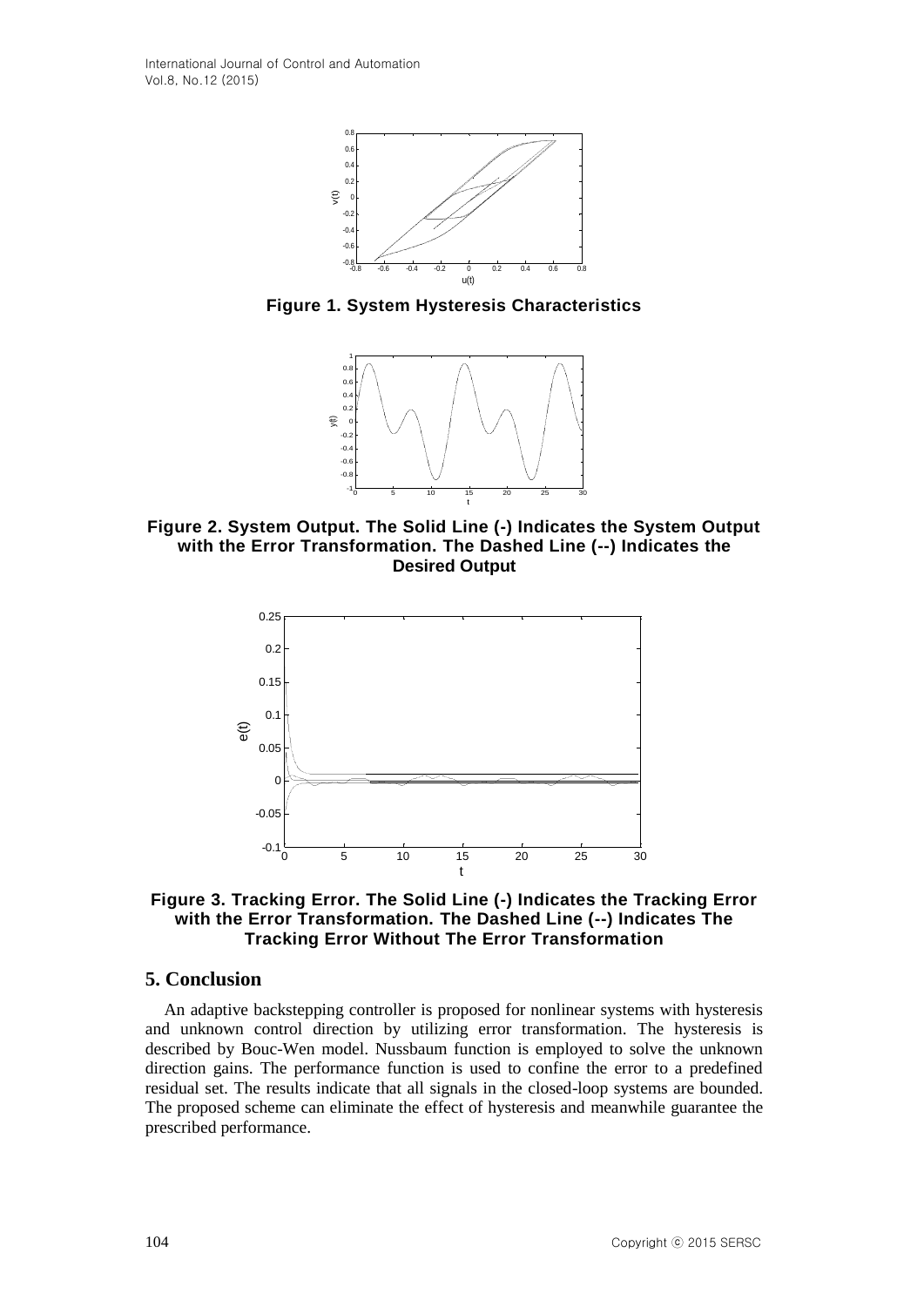**Figure 1. System Hysteresis Characteristics**

**Figure 2. System Output. The Solid Line (-) Indicates the System Output with the Error Transformation. The Dashed Line (--) Indicates the Desired Output**

**Figure 3. Tracking Error. The Solid Line (-) Indicates the Tracking Error with the Error Transformation. The Dashed Line (--) Indicates The Tracking Error Without The Error Transformation**

## 5. Conclusion

An adaptive backstepping controller is proposed for nonlinear systems with hysteresis and unknown control direction by utilizing error transformation. The hysteresis is described by Bouc-Wen model. Nussbaum function is employed to solve the unknown direction gains. The performance function is used to confine the error to a predefined residual set. The results indicate that all signals in the closed-loop systems are bounded. The proposed scheme can eliminate the effect of hysteresis and meanwhile guarantee the prescribed performance.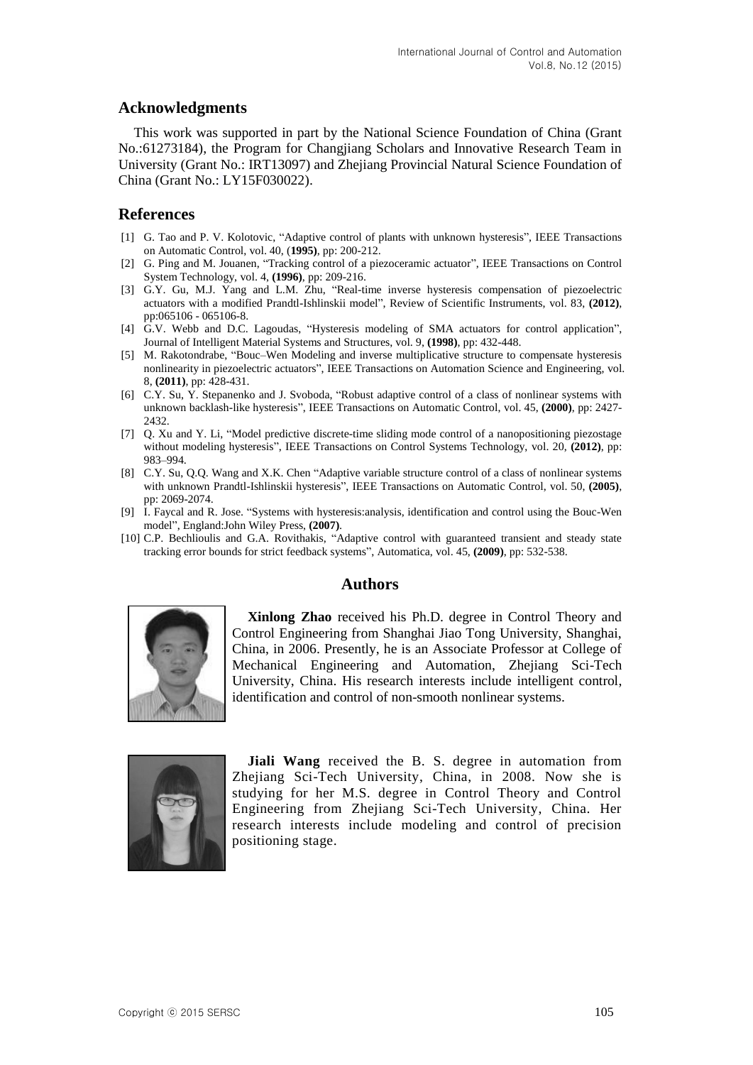## Acknowledgments

This work was supported in part by the National Science Foundation of China (Grant No.:61273184), the Program for Changjiang Scholars and Innovative Research Team in University (Grant No.: IRT13097) and Zhejiang Provincial Natural Science Foundation of China (Grant No.: LY15F030022).

## References

[1] G. Tao and P. V. Kolotovic, "Adaptive control of plants with unknown hysteresis", IEEE Transactions on Automatic Control, vol. 40, (**1995**), pp: 200-212.

[2] G. Ping and M. Jouanen, "Tracking control of a piezoceramic actuator", IEEE Transactions on Control System Technology, vol. 4, **(1996)**, pp: 209-216.

[3] G.Y. Gu, M.J. Yang and L.M. Zhu, "Real-time inverse hysteresis compensation of piezoelectric actuators with a modified Prandtl-Ishlinskii model", Review of Scientific Instruments, vol. 83, **(2012)**, pp:065106 - 065106-8.

[4] G.V. Webb and D.C. Lagoudas, "Hysteresis modeling of SMA actuators for control application", Journal of Intelligent Material Systems and Structures, vol. 9, **(1998)**, pp: 432-448.

[5] M. Rakotondrabe, "Bouc–Wen Modeling and inverse multiplicative structure to compensate hysteresis nonlinearity in piezoelectric actuators", IEEE Transactions on Automation Science and Engineering, vol. 8, **(2011)**, pp: 428-431.

[6] C.Y. Su, Y. Stepanenko and J. Svoboda, "Robust adaptive control of a class of nonlinear systems with unknown backlash-like hysteresis", IEEE Transactions on Automatic Control, vol. 45, **(2000)**, pp: 2427-2432.

[7] Q. Xu and Y. Li, "Model predictive discrete-time sliding mode control of a nanopositioning piezostage without modeling hysteresis", IEEE Transactions on Control Systems Technology, vol. 20, **(2012)**, pp: 983–994.

[8] C.Y. Su, Q.Q. Wang and X.K. Chen "Adaptive variable structure control of a class of nonlinear systems with unknown Prandtl-Ishlinskii hysteresis", IEEE Transactions on Automatic Control, vol. 50, **(2005)**, pp: 2069-2074.

[9] I. Faycal and R. Jose. "Systems with hysteresis:analysis, identification and control using the Bouc-Wen model", England:John Wiley Press, **(2007)**.

[10] C.P. Bechlioulis and G.A. Rovithakis, "Adaptive control with guaranteed transient and steady state tracking error bounds for strict feedback systems", Automatica, vol. 45, **(2009)**, pp: 532-538.

## Authors

**Xinlong Zhao** received his Ph.D. degree in Control Theory and Control Engineering from Shanghai Jiao Tong University, Shanghai, China, in 2006. Presently, he is an Associate Professor at College of Mechanical Engineering and Automation, Zhejiang Sci-Tech University, China. His research interests include intelligent control, identification and control of non-smooth nonlinear systems.

**Jiali Wang** received the B. S. degree in automation from Zhejiang Sci-Tech University, China, in 2008. Now she is studying for her M.S. degree in Control Theory and Control Engineering from Zhejiang Sci-Tech University, China. Her research interests include modeling and control of precision positioning stage.